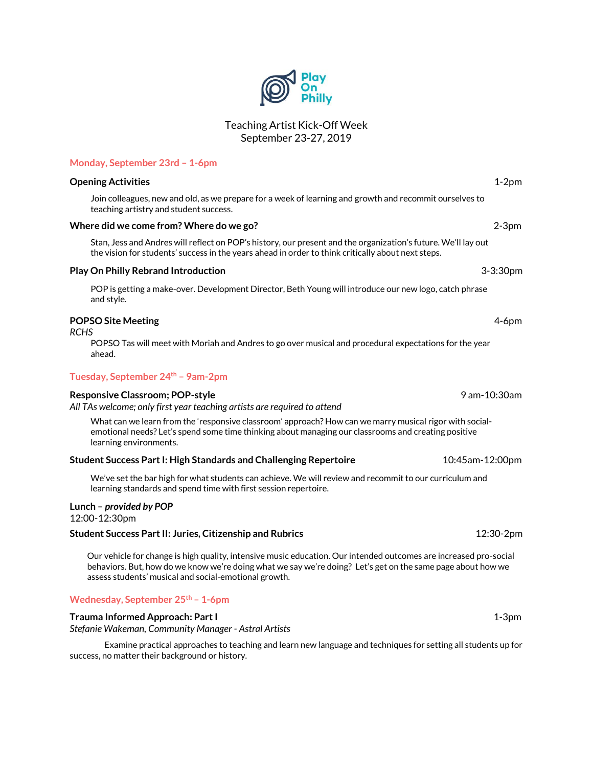Play On Philly

# Teaching Artist Kick-Off Week
September 23-27, 2019

## Monday, September 23rd – 1-6pm

**Opening Activities** 1-2pm

Join colleagues, new and old, as we prepare for a week of learning and growth and recommit ourselves to teaching artistry and student success.

**Where did we come from? Where do we go?** 2-3pm

Stan, Jess and Andres will reflect on POP's history, our present and the organization's future. We'll lay out the vision for students' success in the years ahead in order to think critically about next steps.

**Play On Philly Rebrand Introduction** 3-3:30pm

POP is getting a make-over. Development Director, Beth Young will introduce our new logo, catch phrase and style.

**POPSO Site Meeting** 4-6pm
*RCHS*

POPSO Tas will meet with Moriah and Andres to go over musical and procedural expectations for the year ahead.

## Tuesday, September 24th – 9am-2pm

**Responsive Classroom; POP-style** 9 am-10:30am
*All TAs welcome; only first year teaching artists are required to attend*

What can we learn from the 'responsive classroom' approach? How can we marry musical rigor with social-emotional needs? Let's spend some time thinking about managing our classrooms and creating positive learning environments.

**Student Success Part I: High Standards and Challenging Repertoire** 10:45am-12:00pm

We've set the bar high for what students can achieve. We will review and recommit to our curriculum and learning standards and spend time with first session repertoire.

**Lunch – *provided by POP***
12:00-12:30pm

**Student Success Part II: Juries, Citizenship and Rubrics** 12:30-2pm

Our vehicle for change is high quality, intensive music education. Our intended outcomes are increased pro-social behaviors. But, how do we know we're doing what we say we're doing? Let's get on the same page about how we assess students' musical and social-emotional growth.

## Wednesday, September 25th – 1-6pm

**Trauma Informed Approach: Part I** 1-3pm
*Stefanie Wakeman, Community Manager - Astral Artists*

Examine practical approaches to teaching and learn new language and techniques for setting all students up for success, no matter their background or history.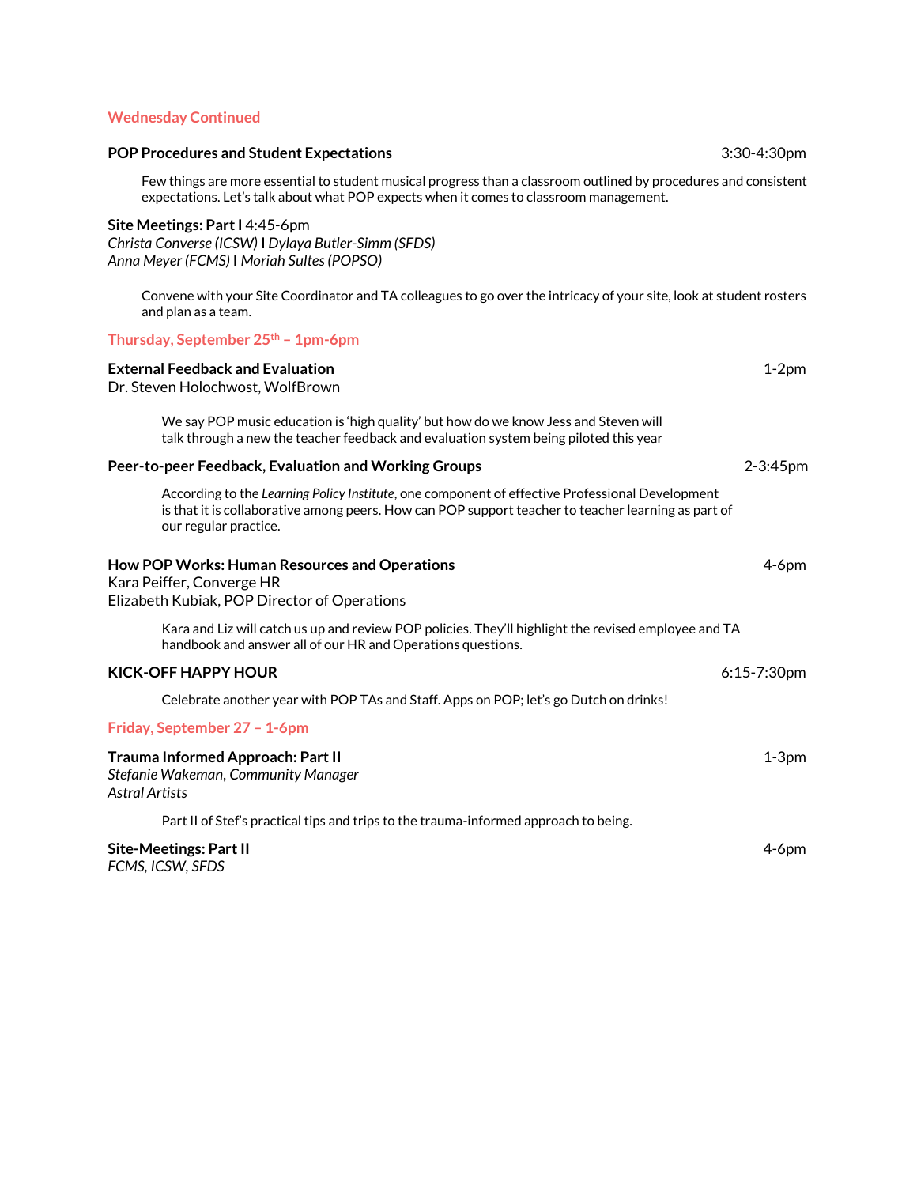## Wednesday Continued

**POP Procedures and Student Expectations** 3:30-4:30pm

Few things are more essential to student musical progress than a classroom outlined by procedures and consistent expectations. Let's talk about what POP expects when it comes to classroom management.

**Site Meetings: Part I** 4:45-6pm
*Christa Converse (ICSW)* **I** *Dylaya Butler-Simm (SFDS)*
*Anna Meyer (FCMS)* **I** *Moriah Sultes (POPSO)*

Convene with your Site Coordinator and TA colleagues to go over the intricacy of your site, look at student rosters and plan as a team.

## Thursday, September 25th – 1pm-6pm

**External Feedback and Evaluation** 1-2pm
Dr. Steven Holochwost, WolfBrown

We say POP music education is 'high quality' but how do we know Jess and Steven will talk through a new the teacher feedback and evaluation system being piloted this year

**Peer-to-peer Feedback, Evaluation and Working Groups** 2-3:45pm

According to the *Learning Policy Institute*, one component of effective Professional Development is that it is collaborative among peers. How can POP support teacher to teacher learning as part of our regular practice.

**How POP Works: Human Resources and Operations** 4-6pm
Kara Peiffer, Converge HR
Elizabeth Kubiak, POP Director of Operations

Kara and Liz will catch us up and review POP policies. They'll highlight the revised employee and TA handbook and answer all of our HR and Operations questions.

**KICK-OFF HAPPY HOUR** 6:15-7:30pm

Celebrate another year with POP TAs and Staff. Apps on POP; let's go Dutch on drinks!

## Friday, September 27 – 1-6pm

**Trauma Informed Approach: Part II** 1-3pm
*Stefanie Wakeman, Community Manager*
*Astral Artists*

Part II of Stef's practical tips and trips to the trauma-informed approach to being.

**Site-Meetings: Part II** 4-6pm
*FCMS, ICSW, SFDS*